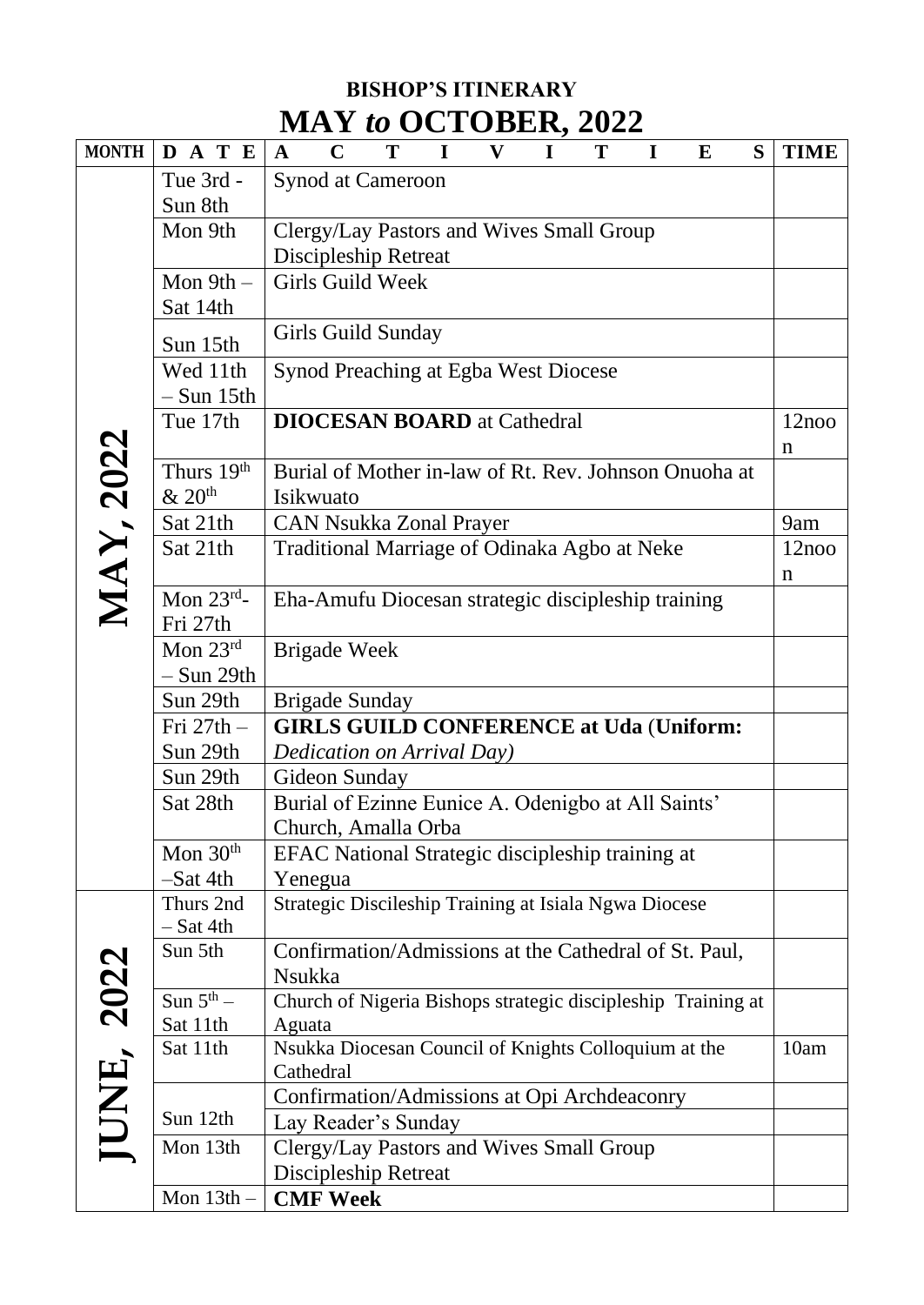# BISHOP'S ITINERARY

# MAY *to* OCTOBER, 2022

| MONTH | DATE | ACTIVITIES | TIME |
|---|---|---|---|
| MAY, 2022 | Tue 3rd - Sun 8th | Synod at Cameroon | |
| | Mon 9th | Clergy/Lay Pastors and Wives Small Group Discipleship Retreat | |
| | Mon 9th – Sat 14th | Girls Guild Week | |
| | Sun 15th | Girls Guild Sunday | |
| | Wed 11th – Sun 15th | Synod Preaching at Egba West Diocese | |
| | Tue 17th | **DIOCESAN BOARD** at Cathedral | 12noon |
| | Thurs 19th & 20th | Burial of Mother in-law of Rt. Rev. Johnson Onuoha at Isikwuato | |
| | Sat 21th | CAN Nsukka Zonal Prayer | 9am |
| | Sat 21th | Traditional Marriage of Odinaka Agbo at Neke | 12noon |
| | Mon 23rd- Fri 27th | Eha-Amufu Diocesan strategic discipleship training | |
| | Mon 23rd – Sun 29th | Brigade Week | |
| | Sun 29th | Brigade Sunday | |
| | Fri 27th – Sun 29th | **GIRLS GUILD CONFERENCE at Uda** (**Uniform:** *Dedication on Arrival Day)* | |
| | Sun 29th | Gideon Sunday | |
| | Sat 28th | Burial of Ezinne Eunice A. Odenigbo at All Saints' Church, Amalla Orba | |
| | Mon 30th –Sat 4th | EFAC National Strategic discipleship training at Yenegua | |
| JUNE, 2022 | Thurs 2nd – Sat 4th | Strategic Disicleship Training at Isiala Ngwa Diocese | |
| | Sun 5th | Confirmation/Admissions at the Cathedral of St. Paul, Nsukka | |
| | Sun 5th – Sat 11th | Church of Nigeria Bishops strategic discipleship Training at Aguata | |
| | Sat 11th | Nsukka Diocesan Council of Knights Colloquium at the Cathedral | 10am |
| | Sun 12th | Confirmation/Admissions at Opi Archdeaconry | |
| | | Lay Reader's Sunday | |
| | Mon 13th | Clergy/Lay Pastors and Wives Small Group Discipleship Retreat | |
| | Mon 13th – | **CMF Week** | |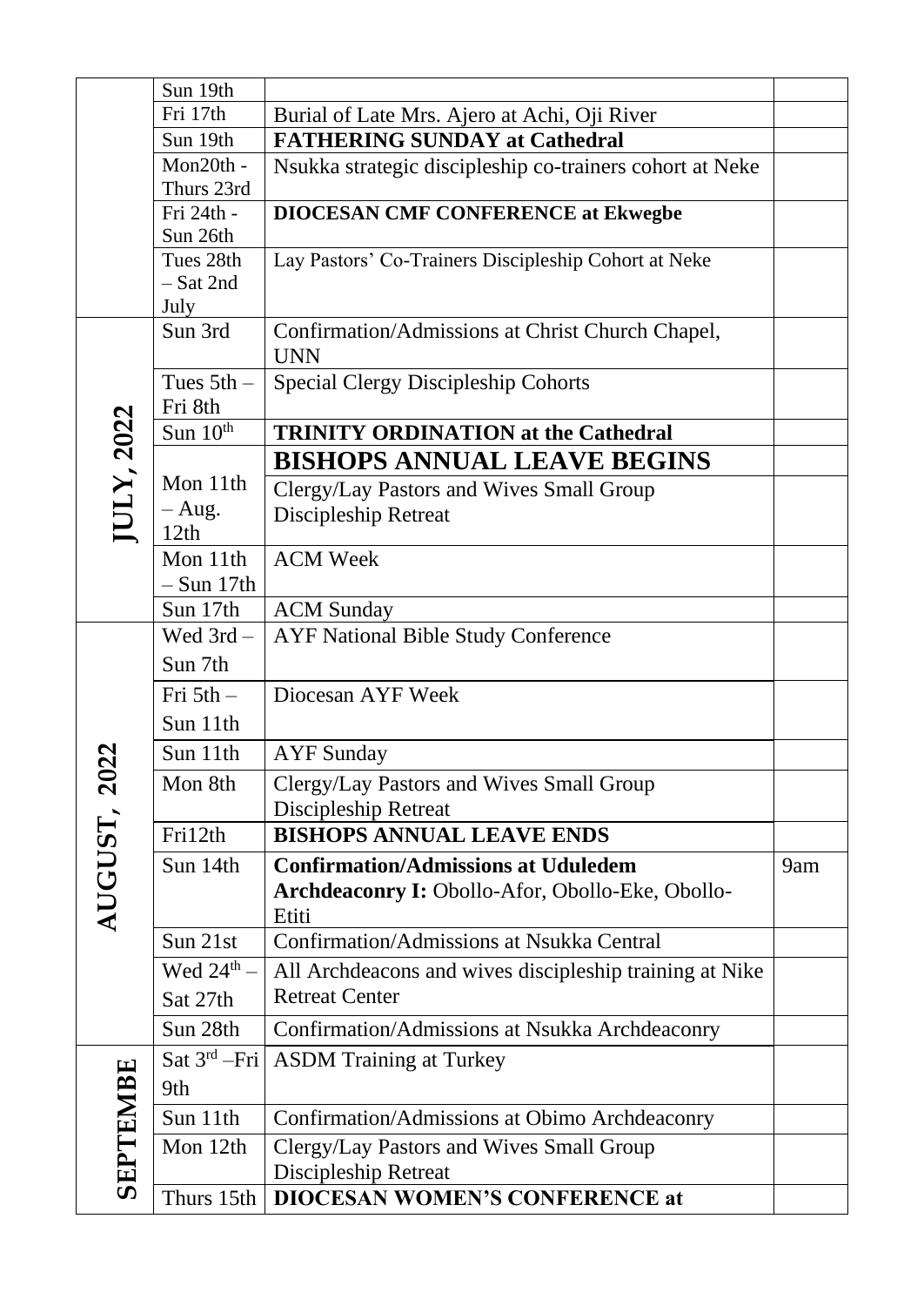| | | | |
|---|---|---|---|
| | Sun 19th | | |
| | Fri 17th | Burial of Late Mrs. Ajero at Achi, Oji River | |
| | Sun 19th | **FATHERING SUNDAY at Cathedral** | |
| | Mon20th - Thurs 23rd | Nsukka strategic discipleship co-trainers cohort at Neke | |
| | Fri 24th - Sun 26th | **DIOCESAN CMF CONFERENCE at Ekwegbe** | |
| | Tues 28th – Sat 2nd July | Lay Pastors' Co-Trainers Discipleship Cohort at Neke | |
| **JULY, 2022** | Sun 3rd | Confirmation/Admissions at Christ Church Chapel, UNN | |
| | Tues 5th – Fri 8th | Special Clergy Discipleship Cohorts | |
| | Sun 10th | **TRINITY ORDINATION at the Cathedral** | |
| | Mon 11th – Aug. 12th | **BISHOPS ANNUAL LEAVE BEGINS** | |
| | | Clergy/Lay Pastors and Wives Small Group Discipleship Retreat | |
| | Mon 11th – Sun 17th | ACM Week | |
| | Sun 17th | ACM Sunday | |
| **AUGUST, 2022** | Wed 3rd – Sun 7th | AYF National Bible Study Conference | |
| | Fri 5th – Sun 11th | Diocesan AYF Week | |
| | Sun 11th | AYF Sunday | |
| | Mon 8th | Clergy/Lay Pastors and Wives Small Group Discipleship Retreat | |
| | Fri12th | **BISHOPS ANNUAL LEAVE ENDS** | |
| | Sun 14th | **Confirmation/Admissions at Uduledem Archdeaconry I:** Obollo-Afor, Obollo-Eke, Obollo-Etiti | 9am |
| | Sun 21st | Confirmation/Admissions at Nsukka Central | |
| | Wed 24th – Sat 27th | All Archdeacons and wives discipleship training at Nike Retreat Center | |
| | Sun 28th | Confirmation/Admissions at Nsukka Archdeaconry | |
| **SEPTEMBE** | Sat 3rd –Fri 9th | ASDM Training at Turkey | |
| | Sun 11th | Confirmation/Admissions at Obimo Archdeaconry | |
| | Mon 12th | Clergy/Lay Pastors and Wives Small Group Discipleship Retreat | |
| | Thurs 15th | **DIOCESAN WOMEN'S CONFERENCE at** | |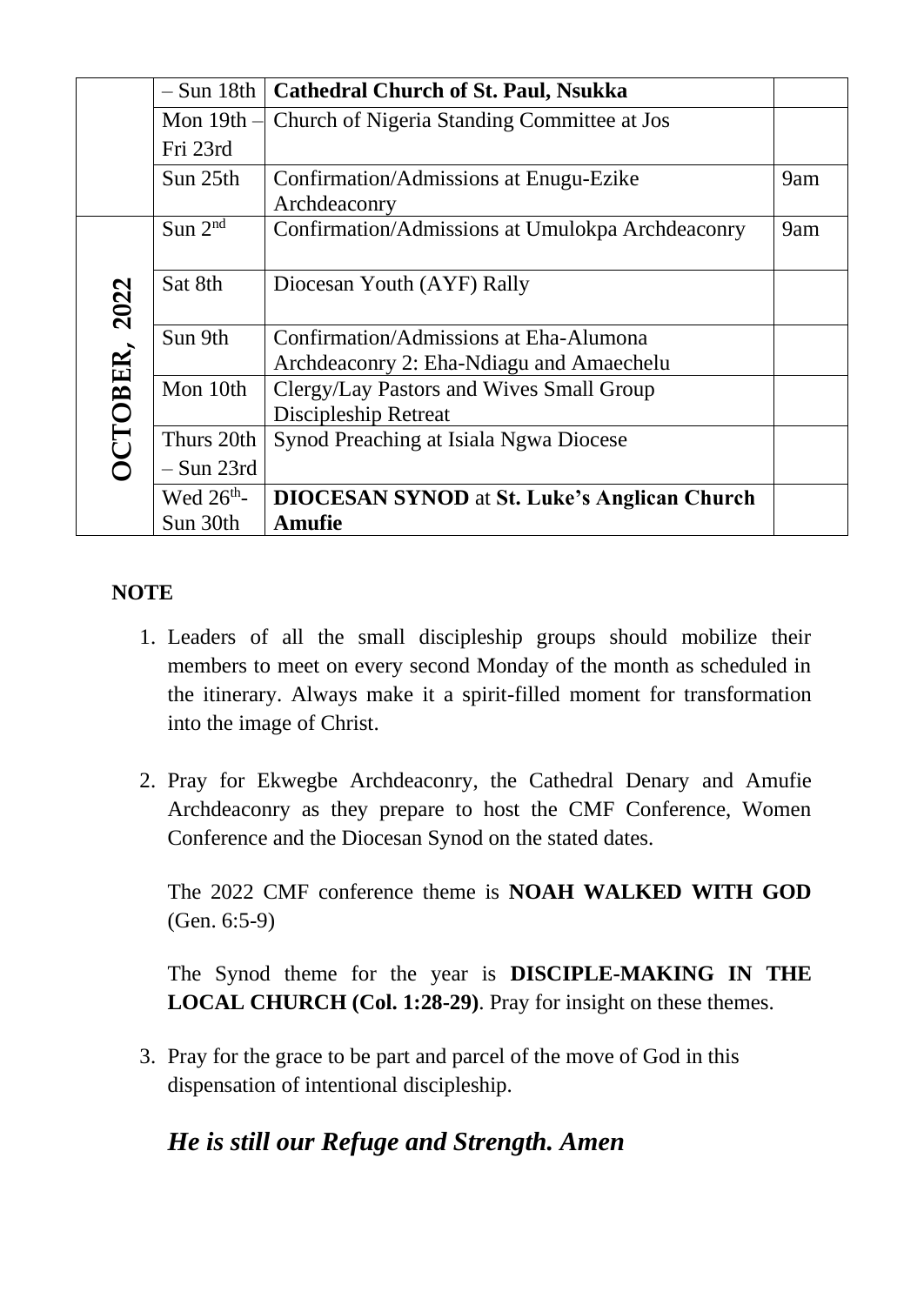| | | | |
|---|---|---|---|
| | – Sun 18th | **Cathedral Church of St. Paul, Nsukka** | |
| | Mon 19th – Fri 23rd | Church of Nigeria Standing Committee at Jos | |
| | Sun 25th | Confirmation/Admissions at Enugu-Ezike Archdeaconry | 9am |
| **OCTOBER, 2022** | Sun 2nd | Confirmation/Admissions at Umulokpa Archdeaconry | 9am |
| | Sat 8th | Diocesan Youth (AYF) Rally | |
| | Sun 9th | Confirmation/Admissions at Eha-Alumona Archdeaconry 2: Eha-Ndiagu and Amaechelu | |
| | Mon 10th | Clergy/Lay Pastors and Wives Small Group Discipleship Retreat | |
| | Thurs 20th – Sun 23rd | Synod Preaching at Isiala Ngwa Diocese | |
| | Wed 26th- Sun 30th | **DIOCESAN SYNOD** at **St. Luke's Anglican Church Amufie** | |

**NOTE**

1. Leaders of all the small discipleship groups should mobilize their members to meet on every second Monday of the month as scheduled in the itinerary. Always make it a spirit-filled moment for transformation into the image of Christ.

2. Pray for Ekwegbe Archdeaconry, the Cathedral Denary and Amufie Archdeaconry as they prepare to host the CMF Conference, Women Conference and the Diocesan Synod on the stated dates.

   The 2022 CMF conference theme is **NOAH WALKED WITH GOD** (Gen. 6:5-9)

   The Synod theme for the year is **DISCIPLE-MAKING IN THE LOCAL CHURCH (Col. 1:28-29)**. Pray for insight on these themes.

3. Pray for the grace to be part and parcel of the move of God in this dispensation of intentional discipleship.

***He is still our Refuge and Strength. Amen***